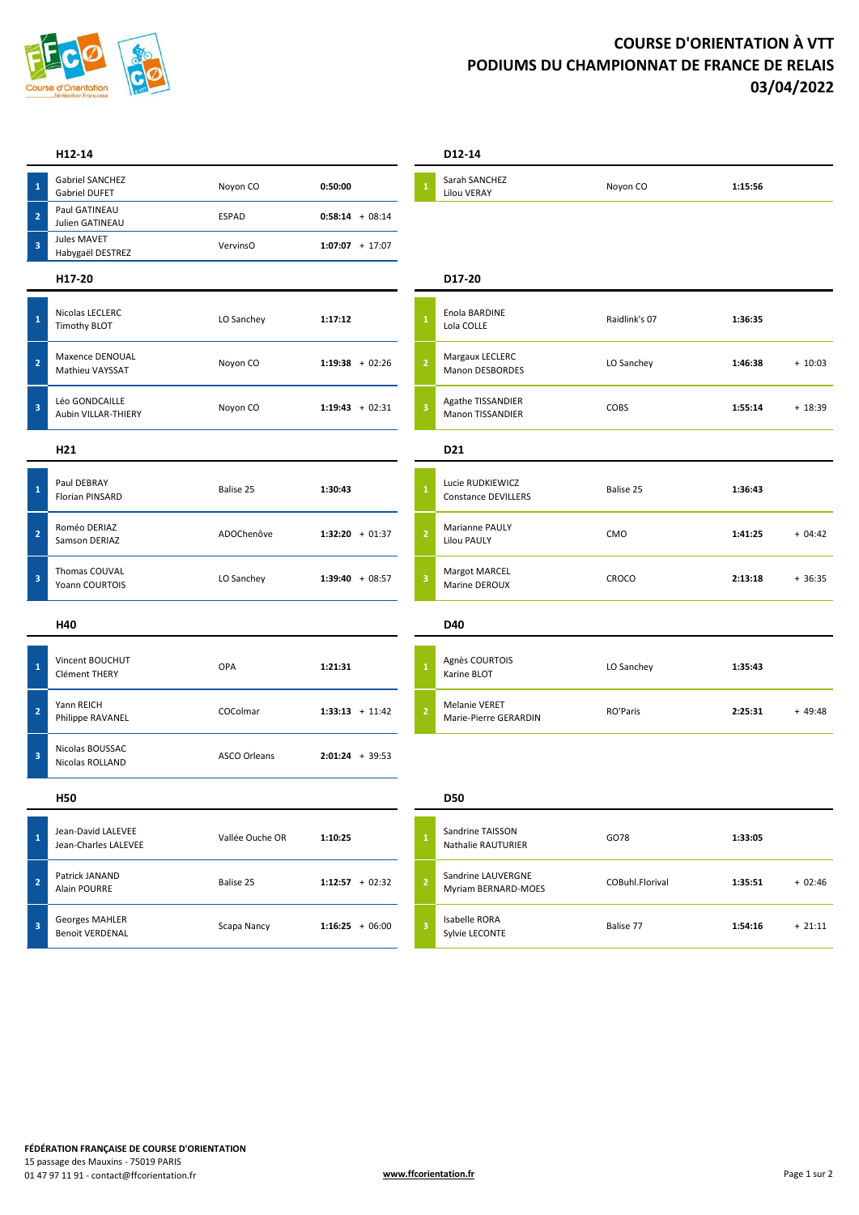# COURSE D'ORIENTATION À VTT
# PODIUMS DU CHAMPIONNAT DE FRANCE DE RELAIS
# 03/04/2022

## H12-14

| Rang | Équipe | Club | Temps | Écart |
|---|---|---|---|---|
| 1 | Gabriel SANCHEZ<br>Gabriel DUFET | Noyon CO | **0:50:00** | |
| 2 | Paul GATINEAU<br>Julien GATINEAU | ESPAD | **0:58:14** | + 08:14 |
| 3 | Jules MAVET<br>Habygaël DESTREZ | VervinsO | **1:07:07** | + 17:07 |

## D12-14

| Rang | Équipe | Club | Temps | Écart |
|---|---|---|---|---|
| 1 | Sarah SANCHEZ<br>Lilou VERAY | Noyon CO | **1:15:56** | |

## H17-20

| Rang | Équipe | Club | Temps | Écart |
|---|---|---|---|---|
| 1 | Nicolas LECLERC<br>Timothy BLOT | LO Sanchey | **1:17:12** | |
| 2 | Maxence DENOUAL<br>Mathieu VAYSSAT | Noyon CO | **1:19:38** | + 02:26 |
| 3 | Léo GONDCAILLE<br>Aubin VILLAR-THIERY | Noyon CO | **1:19:43** | + 02:31 |

## D17-20

| Rang | Équipe | Club | Temps | Écart |
|---|---|---|---|---|
| 1 | Enola BARDINE<br>Lola COLLE | Raidlink's 07 | **1:36:35** | |
| 2 | Margaux LECLERC<br>Manon DESBORDES | LO Sanchey | **1:46:38** | + 10:03 |
| 3 | Agathe TISSANDIER<br>Manon TISSANDIER | COBS | **1:55:14** | + 18:39 |

## H21

| Rang | Équipe | Club | Temps | Écart |
|---|---|---|---|---|
| 1 | Paul DEBRAY<br>Florian PINSARD | Balise 25 | **1:30:43** | |
| 2 | Roméo DERIAZ<br>Samson DERIAZ | ADOChenôve | **1:32:20** | + 01:37 |
| 3 | Thomas COUVAL<br>Yoann COURTOIS | LO Sanchey | **1:39:40** | + 08:57 |

## D21

| Rang | Équipe | Club | Temps | Écart |
|---|---|---|---|---|
| 1 | Lucie RUDKIEWICZ<br>Constance DEVILLERS | Balise 25 | **1:36:43** | |
| 2 | Marianne PAULY<br>Lilou PAULY | CMO | **1:41:25** | + 04:42 |
| 3 | Margot MARCEL<br>Marine DEROUX | CROCO | **2:13:18** | + 36:35 |

## H40

| Rang | Équipe | Club | Temps | Écart |
|---|---|---|---|---|
| 1 | Vincent BOUCHUT<br>Clément THERY | OPA | **1:21:31** | |
| 2 | Yann REICH<br>Philippe RAVANEL | COColmar | **1:33:13** | + 11:42 |
| 3 | Nicolas BOUSSAC<br>Nicolas ROLLAND | ASCO Orleans | **2:01:24** | + 39:53 |

## D40

| Rang | Équipe | Club | Temps | Écart |
|---|---|---|---|---|
| 1 | Agnès COURTOIS<br>Karine BLOT | LO Sanchey | **1:35:43** | |
| 2 | Melanie VERET<br>Marie-Pierre GERARDIN | RO'Paris | **2:25:31** | + 49:48 |

## H50

| Rang | Équipe | Club | Temps | Écart |
|---|---|---|---|---|
| 1 | Jean-David LALEVEE<br>Jean-Charles LALEVEE | Vallée Ouche OR | **1:10:25** | |
| 2 | Patrick JANAND<br>Alain POURRE | Balise 25 | **1:12:57** | + 02:32 |
| 3 | Georges MAHLER<br>Benoit VERDENAL | Scapa Nancy | **1:16:25** | + 06:00 |

## D50

| Rang | Équipe | Club | Temps | Écart |
|---|---|---|---|---|
| 1 | Sandrine TAISSON<br>Nathalie RAUTURIER | GO78 | **1:33:05** | |
| 2 | Sandrine LAUVERGNE<br>Myriam BERNARD-MOES | COBuhl.Florival | **1:35:51** | + 02:46 |
| 3 | Isabelle RORA<br>Sylvie LECONTE | Balise 77 | **1:54:16** | + 21:11 |

**FÉDÉRATION FRANÇAISE DE COURSE D'ORIENTATION**
15 passage des Mauxins - 75019 PARIS
01 47 97 11 91 - contact@ffcorientation.fr

**www.ffcorientation.fr**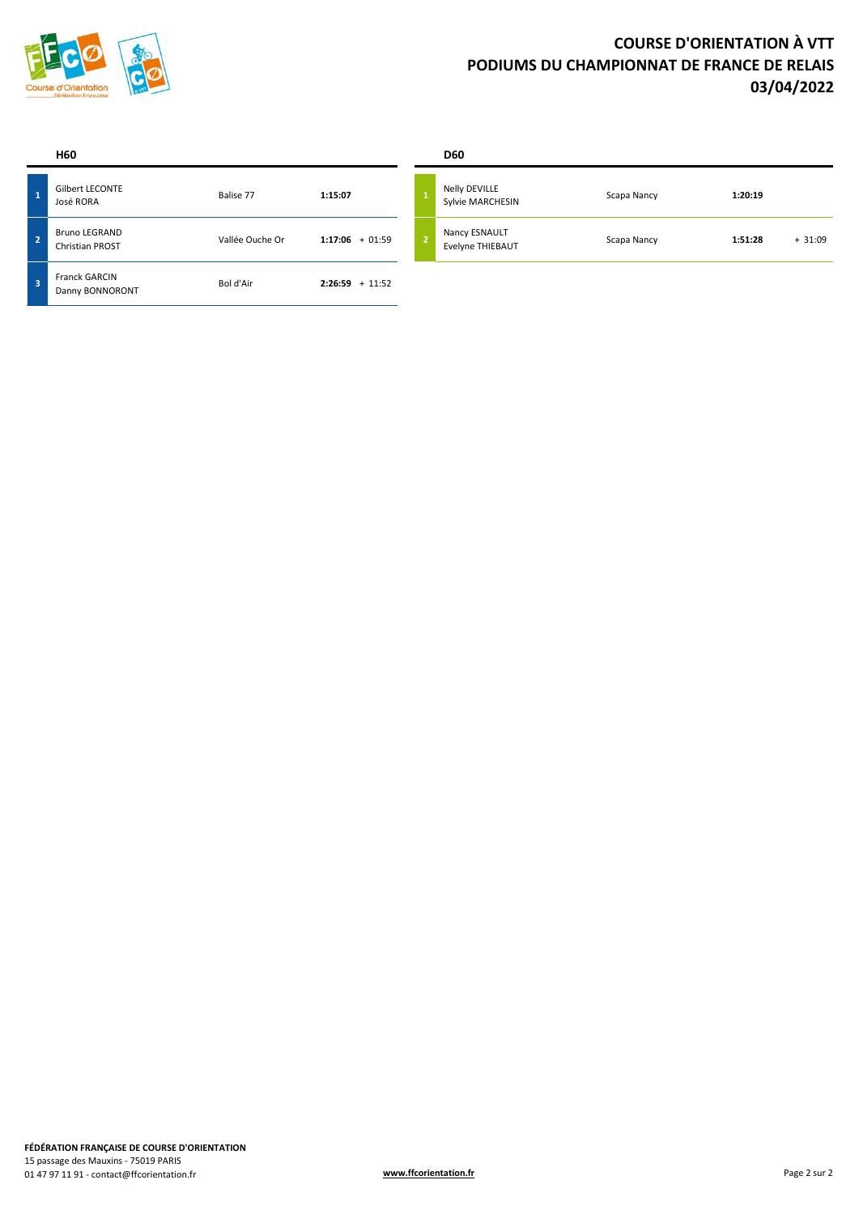# COURSE D'ORIENTATION À VTT
# PODIUMS DU CHAMPIONNAT DE FRANCE DE RELAIS
# 03/04/2022

### H60

| | | | | |
|---|---|---|---|---|
| 1 | Gilbert LECONTE<br>José RORA | Balise 77 | **1:15:07** | |
| 2 | Bruno LEGRAND<br>Christian PROST | Vallée Ouche Or | **1:17:06** | + 01:59 |
| 3 | Franck GARCIN<br>Danny BONNORONT | Bol d'Air | **2:26:59** | + 11:52 |

### D60

| | | | | |
|---|---|---|---|---|
| 1 | Nelly DEVILLE<br>Sylvie MARCHESIN | Scapa Nancy | **1:20:19** | |
| 2 | Nancy ESNAULT<br>Evelyne THIEBAUT | Scapa Nancy | **1:51:28** | + 31:09 |

**FÉDÉRATION FRANÇAISE DE COURSE D'ORIENTATION**
15 passage des Mauxins - 75019 PARIS
01 47 97 11 91 - contact@ffcorientation.fr

**www.ffcorientation.fr**